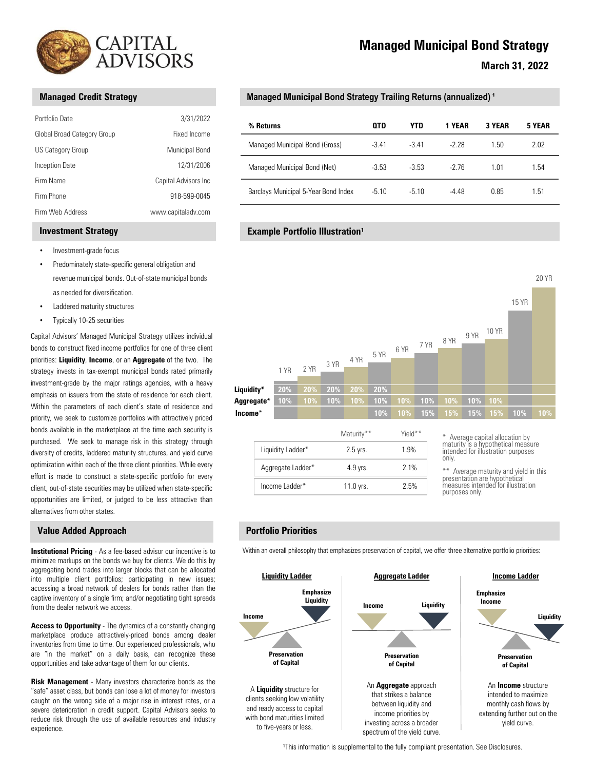# Managed Municipal Bond Strategy

**March 31, 2022**

## Managed Credit Strategy

| | |
|---|---|
| Portfolio Date | 3/31/2022 |
| Global Broad Category Group | Fixed Income |
| US Category Group | Municipal Bond |
| Inception Date | 12/31/2006 |
| Firm Name | Capital Advisors Inc |
| Firm Phone | 918-599-0045 |
| Firm Web Address | www.capitaladv.com |

## Investment Strategy

- Investment-grade focus
- Predominately state-specific general obligation and revenue municipal bonds. Out-of-state municipal bonds as needed for diversification.
- Laddered maturity structures
- Typically 10-25 securities

Capital Advisors' Managed Municipal Strategy utilizes individual bonds to construct fixed income portfolios for one of three client priorities: **Liquidity**, **Income**, or an **Aggregate** of the two. The strategy invests in tax-exempt municipal bonds rated primarily investment-grade by the major ratings agencies, with a heavy emphasis on issuers from the state of residence for each client. Within the parameters of each client's state of residence and priority, we seek to customize portfolios with attractively priced bonds available in the marketplace at the time each security is purchased. We seek to manage risk in this strategy through diversity of credits, laddered maturity structures, and yield curve optimization within each of the three client priorities. While every effort is made to construct a state-specific portfolio for every client, out-of-state securities may be utilized when state-specific opportunities are limited, or judged to be less attractive than alternatives from other states.

## Value Added Approach

**Institutional Pricing** - As a fee-based advisor our incentive is to minimize markups on the bonds we buy for clients. We do this by aggregating bond trades into larger blocks that can be allocated into multiple client portfolios; participating in new issues; accessing a broad network of dealers for bonds rather than the captive inventory of a single firm; and/or negotiating tight spreads from the dealer network we access.

**Access to Opportunity** - The dynamics of a constantly changing marketplace produce attractively-priced bonds among dealer inventories from time to time. Our experienced professionals, who are "in the market" on a daily basis, can recognize these opportunities and take advantage of them for our clients.

**Risk Management** - Many investors characterize bonds as the "safe" asset class, but bonds can lose a lot of money for investors caught on the wrong side of a major rise in interest rates, or a severe deterioration in credit support. Capital Advisors seeks to reduce risk through the use of available resources and industry experience.

## Managed Municipal Bond Strategy Trailing Returns (annualized) [1]

| % Returns | QTD | YTD | 1 YEAR | 3 YEAR | 5 YEAR |
|---|---|---|---|---|---|
| Managed Municipal Bond (Gross) | -3.41 | -3.41 | -2.28 | 1.50 | 2.02 |
| Managed Municipal Bond (Net) | -3.53 | -3.53 | -2.76 | 1.01 | 1.54 |
| Barclays Municipal 5-Year Bond Index | -5.10 | -5.10 | -4.48 | 0.85 | 1.51 |

## Example Portfolio Illustration[1]

| | 1 YR | 2 YR | 3 YR | 4 YR | 5 YR | 6 YR | 7 YR | 8 YR | 9 YR | 10 YR | 15 YR | 20 YR |
|---|---|---|---|---|---|---|---|---|---|---|---|---|
| Liquidity* | 20% | 20% | 20% | 20% | 20% | | | | | | | |
| Aggregate* | 10% | 10% | 10% | 10% | 10% | 10% | 10% | 10% | 10% | 10% | | |
| Income* | | | | | 10% | 10% | 15% | 15% | 15% | 15% | 10% | 10% |

| | Maturity** | Yield** |
|---|---|---|
| Liquidity Ladder* | 2.5 yrs. | 1.9% |
| Aggregate Ladder* | 4.9 yrs. | 2.1% |
| Income Ladder* | 11.0 yrs. | 2.5% |

\* Average capital allocation by maturity is a hypothetical measure intended for illustration purposes only.

\*\* Average maturity and yield in this presentation are hypothetical measures intended for illustration purposes only.

## Portfolio Priorities

Within an overall philosophy that emphasizes preservation of capital, we offer three alternative portfolio priorities:

**Liquidity Ladder**

Emphasize Liquidity — Income — Preservation of Capital

A **Liquidity** structure for clients seeking low volatility and ready access to capital with bond maturities limited to five-years or less.

**Aggregate Ladder**

Income — Liquidity — Preservation of Capital

An **Aggregate** approach that strikes a balance between liquidity and income priorities by investing across a broader spectrum of the yield curve.

**Income Ladder**

Emphasize Income — Liquidity — Preservation of Capital

An **Income** structure intended to maximize monthly cash flows by extending further out on the yield curve.

[1]This information is supplemental to the fully compliant presentation. See Disclosures.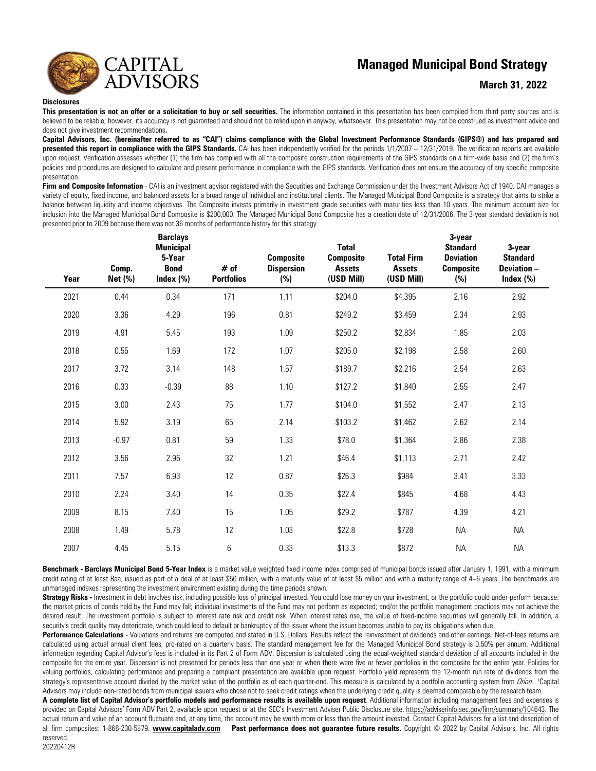# Managed Municipal Bond Strategy

## March 31, 2022

**Disclosures**

**This presentation is not an offer or a solicitation to buy or sell securities.** The information contained in this presentation has been compiled from third party sources and is believed to be reliable; however, its accuracy is not guaranteed and should not be relied upon in anyway, whatsoever. This presentation may not be construed as investment advice and does not give investment recommendations**.**

**Capital Advisors, Inc. (hereinafter referred to as "CAI") claims compliance with the Global Investment Performance Standards (GIPS®) and has prepared and presented this report in compliance with the GIPS Standards.** CAI has been independently verified for the periods 1/1/2007 – 12/31/2019. The verification reports are available upon request. Verification assesses whether (1) the firm has complied with all the composite construction requirements of the GIPS standards on a firm-wide basis and (2) the firm's policies and procedures are designed to calculate and present performance in compliance with the GIPS standards. Verification does not ensure the accuracy of any specific composite presentation.

**Firm and Composite Information** - CAI is an investment advisor registered with the Securities and Exchange Commission under the Investment Advisors Act of 1940. CAI manages a variety of equity, fixed income, and balanced assets for a broad range of individual and institutional clients. The Managed Municipal Bond Composite is a strategy that aims to strike a balance between liquidity and income objectives. The Composite invests primarily in investment grade securities with maturities less than 10 years. The minimum account size for inclusion into the Managed Municipal Bond Composite is $200,000. The Managed Municipal Bond Composite has a creation date of 12/31/2006. The 3-year standard deviation is not presented prior to 2009 because there was not 36 months of performance history for this strategy.

| Year | Comp. Net (%) | Barclays Municipal 5-Year Bond Index (%) | # of Portfolios | Composite Dispersion (%) | Total Composite Assets (USD Mill) | Total Firm Assets (USD Mill) | 3-year Standard Deviation Composite (%) | 3-year Standard Deviation – Index (%) |
|---|---|---|---|---|---|---|---|---|
| 2021 | 0.44 | 0.34 | 171 | 1.11 | $204.0 | $4,395 | 2.16 | 2.92 |
| 2020 | 3.36 | 4.29 | 196 | 0.81 | $249.2 | $3,459 | 2.34 | 2.93 |
| 2019 | 4.91 | 5.45 | 193 | 1.09 | $250.2 | $2,834 | 1.85 | 2.03 |
| 2018 | 0.55 | 1.69 | 172 | 1.07 | $205.0 | $2,198 | 2.58 | 2.60 |
| 2017 | 3.72 | 3.14 | 148 | 1.57 | $189.7 | $2,216 | 2.54 | 2.63 |
| 2016 | 0.33 | -0.39 | 88 | 1.10 | $127.2 | $1,840 | 2.55 | 2.47 |
| 2015 | 3.00 | 2.43 | 75 | 1.77 | $104.0 | $1,552 | 2.47 | 2.13 |
| 2014 | 5.92 | 3.19 | 65 | 2.14 | $103.2 | $1,462 | 2.62 | 2.14 |
| 2013 | -0.97 | 0.81 | 59 | 1.33 | $78.0 | $1,364 | 2.86 | 2.38 |
| 2012 | 3.56 | 2.96 | 32 | 1.21 | $46.4 | $1,113 | 2.71 | 2.42 |
| 2011 | 7.57 | 6.93 | 12 | 0.87 | $26.3 | $984 | 3.41 | 3.33 |
| 2010 | 2.24 | 3.40 | 14 | 0.35 | $22.4 | $845 | 4.68 | 4.43 |
| 2009 | 8.15 | 7.40 | 15 | 1.05 | $29.2 | $787 | 4.39 | 4.21 |
| 2008 | 1.49 | 5.78 | 12 | 1.03 | $22.8 | $728 | NA | NA |
| 2007 | 4.45 | 5.15 | 6 | 0.33 | $13.3 | $872 | NA | NA |

**Benchmark - Barclays Municipal Bond 5-Year Index** is a market value weighted fixed income index comprised of municipal bonds issued after January 1, 1991, with a minimum credit rating of at least Baa, issued as part of a deal of at least $50 million, with a maturity value of at least $5 million and with a maturity range of 4–6 years. The benchmarks are unmanaged indexes representing the investment environment existing during the time periods shown.

**Strategy Risks -** Investment in debt involves risk, including possible loss of principal invested. You could lose money on your investment, or the portfolio could under-perform because: the market prices of bonds held by the Fund may fall; individual investments of the Fund may not perform as expected; and/or the portfolio management practices may not achieve the desired result. The investment portfolio is subject to interest rate risk and credit risk. When interest rates rise, the value of fixed-income securities will generally fall. In addition, a security's credit quality may deteriorate, which could lead to default or bankruptcy of the issuer where the issuer becomes unable to pay its obligations when due.

**Performance Calculations** - Valuations and returns are computed and stated in U.S. Dollars. Results reflect the reinvestment of dividends and other earnings. Net-of-fees returns are calculated using actual annual client fees, pro-rated on a quarterly basis. The standard management fee for the Managed Municipal Bond strategy is 0.50% per annum. Additional information regarding Capital Advisor's fees is included in its Part 2 of Form ADV. Dispersion is calculated using the equal-weighted standard deviation of all accounts included in the composite for the entire year. Dispersion is not presented for periods less than one year or when there were five or fewer portfolios in the composite for the entire year. Policies for valuing portfolios, calculating performance and preparing a compliant presentation are available upon request. Portfolio yield represents the 12-month run rate of dividends from the strategy's representative account divided by the market value of the portfolio as of each quarter-end. This measure is calculated by a portfolio accounting system from *Orion*. [1]Capital Advisors may include non-rated bonds from municipal issuers who chose not to seek credit ratings when the underlying credit quality is deemed comparable by the research team.

**A complete list of Capital Advisor's portfolio models and performance results is available upon request**. Additional information including management fees and expenses is provided on Capital Advisors' Form ADV Part 2, available upon request or at the SEC's Investment Adviser Public Disclosure site, https://adviserinfo.sec.gov/firm/summary/104643. The actual return and value of an account fluctuate and, at any time, the account may be worth more or less than the amount invested. Contact Capital Advisors for a list and description of all firm composites: 1-866-230-5879. **www.capitaladv.com** **Past performance does not guarantee future results.** Copyright © 2022 by Capital Advisors, Inc. All rights reserved.

20220412R